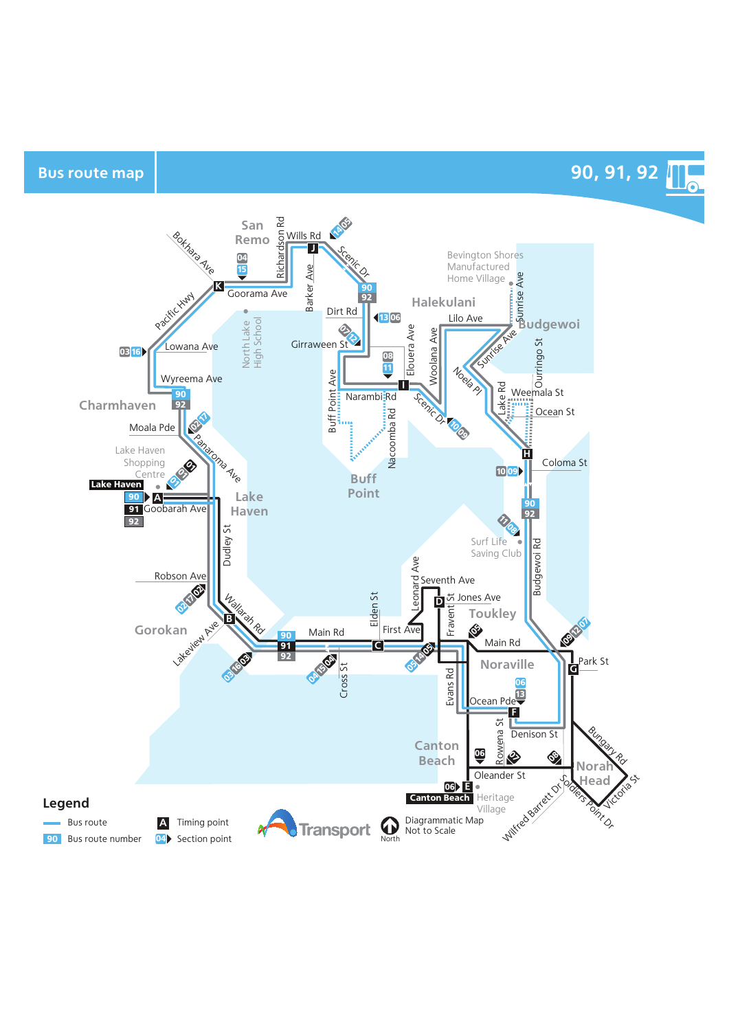# Bus route map

## 90, 91, 92

San Remo

Richardson Rd

Wills Rd

Bokhara Ave

Goorama Ave

Barker Ave

Scenic Dr

Pacific Hwy

North Lake High School

Dirt Rd

Girraween St

Lowana Ave

Wyreema Ave

Charmhaven

Moala Pde

Panaroma Ave

Lake Haven Shopping Centre

Lake Haven

Goobarah Ave

Dudley St

Robson Ave

Wallarah Rd

Gorokan

Lakeview Ave

Main Rd

Cross St

Elden St

First Ave

Buff Point Ave

Narambi Rd

Nacoomba Rd

Buff Point

Eloura Ave

Woolana Ave

Bevington Shores Manufactured Home Village

Halekulani

Lilo Ave

Sunrise Ave

Budgewoi

Noela Pl

Ourringo St

Lake Rd

Weemala St

Ocean St

Coloma St

Surf Life Saving Club

Budgewoi Rd

Leonard Ave

Seventh Ave

Jones Ave

Fravent St

Toukley

Main Rd

Noraville

Evans Rd

Ocean Pde

Park St

Rowena St

Denison St

Canton Beach

Oleander St

Heritage Village

Bungary Rd

Norah Head

Victoria St

Soldiers Point Dr

Wilfred Barrett Dr

Diagrammatic Map Not to Scale

North

Transport

## Legend

- Bus route
- 90 Bus route number
- A Timing point
- 04 Section point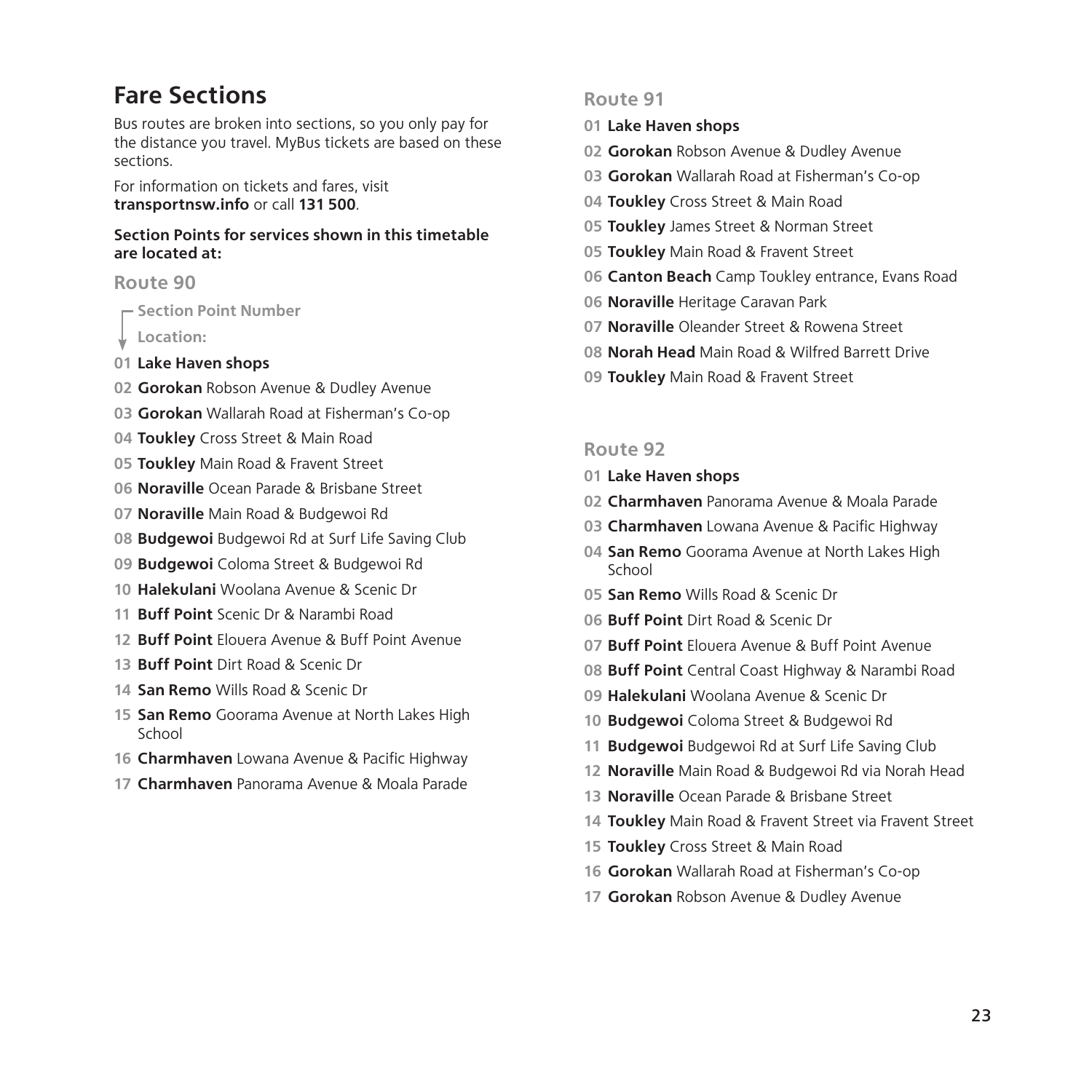# Fare Sections

Bus routes are broken into sections, so you only pay for the distance you travel. MyBus tickets are based on these sections.

For information on tickets and fares, visit **transportnsw.info** or call **131 500**.

**Section Points for services shown in this timetable are located at:**

## Route 90

Section Point Number

Location:

01 **Lake Haven shops**
02 **Gorokan** Robson Avenue & Dudley Avenue
03 **Gorokan** Wallarah Road at Fisherman's Co-op
04 **Toukley** Cross Street & Main Road
05 **Toukley** Main Road & Fravent Street
06 **Noraville** Ocean Parade & Brisbane Street
07 **Noraville** Main Road & Budgewoi Rd
08 **Budgewoi** Budgewoi Rd at Surf Life Saving Club
09 **Budgewoi** Coloma Street & Budgewoi Rd
10 **Halekulani** Woolana Avenue & Scenic Dr
11 **Buff Point** Scenic Dr & Narambi Road
12 **Buff Point** Elouera Avenue & Buff Point Avenue
13 **Buff Point** Dirt Road & Scenic Dr
14 **San Remo** Wills Road & Scenic Dr
15 **San Remo** Goorama Avenue at North Lakes High School
16 **Charmhaven** Lowana Avenue & Pacific Highway
17 **Charmhaven** Panorama Avenue & Moala Parade

## Route 91

01 **Lake Haven shops**
02 **Gorokan** Robson Avenue & Dudley Avenue
03 **Gorokan** Wallarah Road at Fisherman's Co-op
04 **Toukley** Cross Street & Main Road
05 **Toukley** James Street & Norman Street
05 **Toukley** Main Road & Fravent Street
06 **Canton Beach** Camp Toukley entrance, Evans Road
06 **Noraville** Heritage Caravan Park
07 **Noraville** Oleander Street & Rowena Street
08 **Norah Head** Main Road & Wilfred Barrett Drive
09 **Toukley** Main Road & Fravent Street

## Route 92

01 **Lake Haven shops**
02 **Charmhaven** Panorama Avenue & Moala Parade
03 **Charmhaven** Lowana Avenue & Pacific Highway
04 **San Remo** Goorama Avenue at North Lakes High School
05 **San Remo** Wills Road & Scenic Dr
06 **Buff Point** Dirt Road & Scenic Dr
07 **Buff Point** Elouera Avenue & Buff Point Avenue
08 **Buff Point** Central Coast Highway & Narambi Road
09 **Halekulani** Woolana Avenue & Scenic Dr
10 **Budgewoi** Coloma Street & Budgewoi Rd
11 **Budgewoi** Budgewoi Rd at Surf Life Saving Club
12 **Noraville** Main Road & Budgewoi Rd via Norah Head
13 **Noraville** Ocean Parade & Brisbane Street
14 **Toukley** Main Road & Fravent Street via Fravent Street
15 **Toukley** Cross Street & Main Road
16 **Gorokan** Wallarah Road at Fisherman's Co-op
17 **Gorokan** Robson Avenue & Dudley Avenue